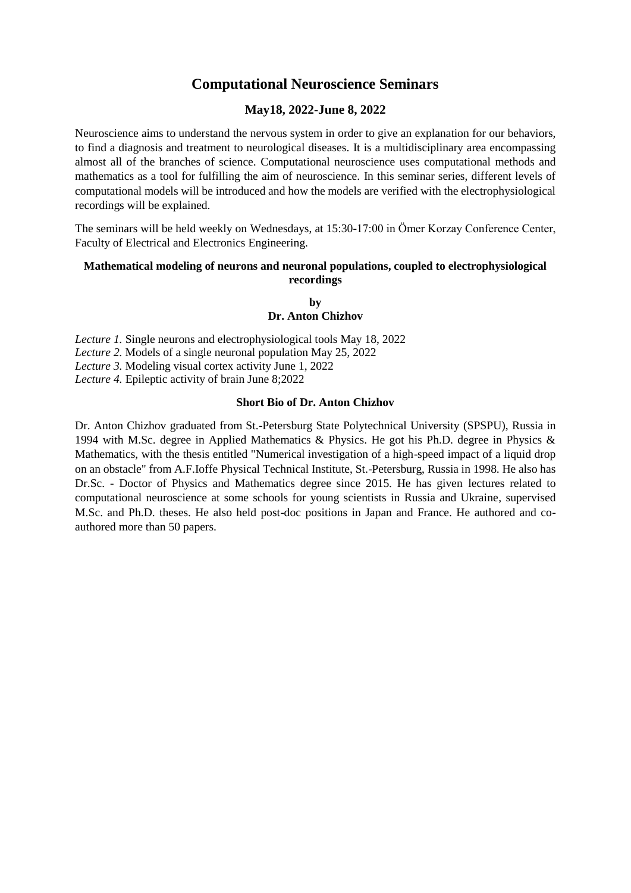# Computational Neuroscience Seminars

## May18, 2022-June 8, 2022

Neuroscience aims to understand the nervous system in order to give an explanation for our behaviors, to find a diagnosis and treatment to neurological diseases. It is a multidisciplinary area encompassing almost all of the branches of science. Computational neuroscience uses computational methods and mathematics as a tool for fulfilling the aim of neuroscience. In this seminar series, different levels of computational models will be introduced and how the models are verified with the electrophysiological recordings will be explained.

The seminars will be held weekly on Wednesdays, at 15:30-17:00 in Ömer Korzay Conference Center, Faculty of Electrical and Electronics Engineering.

### Mathematical modeling of neurons and neuronal populations, coupled to electrophysiological recordings

**by**
**Dr. Anton Chizhov**

*Lecture 1.* Single neurons and electrophysiological tools May 18, 2022
*Lecture 2.* Models of a single neuronal population May 25, 2022
*Lecture 3.* Modeling visual cortex activity June 1, 2022
*Lecture 4.* Epileptic activity of brain June 8;2022

### Short Bio of Dr. Anton Chizhov

Dr. Anton Chizhov graduated from St.-Petersburg State Polytechnical University (SPSPU), Russia in 1994 with M.Sc. degree in Applied Mathematics & Physics. He got his Ph.D. degree in Physics & Mathematics, with the thesis entitled "Numerical investigation of a high-speed impact of a liquid drop on an obstacle" from A.F.Ioffe Physical Technical Institute, St.-Petersburg, Russia in 1998. He also has Dr.Sc. - Doctor of Physics and Mathematics degree since 2015. He has given lectures related to computational neuroscience at some schools for young scientists in Russia and Ukraine, supervised M.Sc. and Ph.D. theses. He also held post-doc positions in Japan and France. He authored and co-authored more than 50 papers.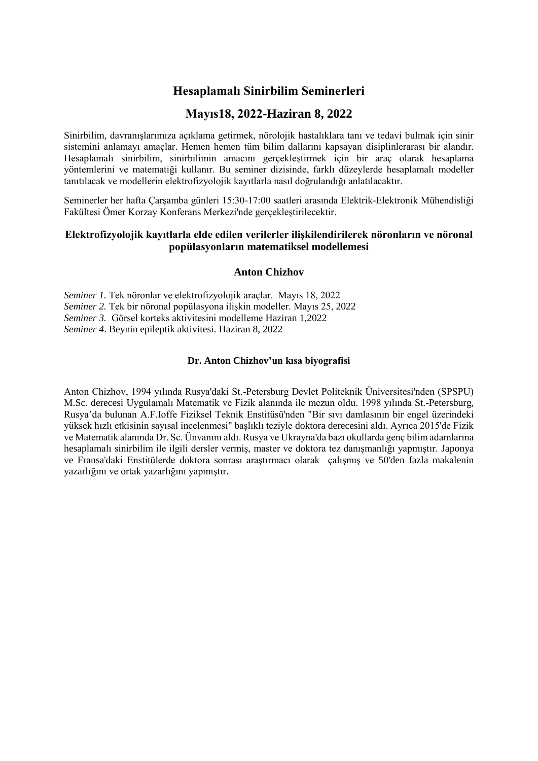# Hesaplamalı Sinirbilim Seminerleri

## Mayıs18, 2022-Haziran 8, 2022

Sinirbilim, davranışlarımıza açıklama getirmek, nörolojik hastalıklara tanı ve tedavi bulmak için sinir sistemini anlamayı amaçlar. Hemen hemen tüm bilim dallarını kapsayan disiplinlerarası bir alandır. Hesaplamalı sinirbilim, sinirbilimin amacını gerçekleştirmek için bir araç olarak hesaplama yöntemlerini ve matematiği kullanır. Bu seminer dizisinde, farklı düzeylerde hesaplamalı modeller tanıtılacak ve modellerin elektrofizyolojik kayıtlarla nasıl doğrulandığı anlatılacaktır.

Seminerler her hafta Çarşamba günleri 15:30-17:00 saatleri arasında Elektrik-Elektronik Mühendisliği Fakültesi Ömer Korzay Konferans Merkezi'nde gerçekleştirilecektir.

### Elektrofizyolojik kayıtlarla elde edilen verilerler ilişkilendirilerek nöronların ve nöronal popülasyonların matematiksel modellemesi

**Anton Chizhov**

*Seminer 1.* Tek nöronlar ve elektrofizyolojik araçlar. Mayıs 18, 2022
*Seminer 2.* Tek bir nöronal popülasyona ilişkin modeller. Mayıs 25, 2022
*Seminer 3.* Görsel korteks aktivitesini modelleme Haziran 1,2022
*Seminer 4*. Beynin epileptik aktivitesi. Haziran 8, 2022

#### Dr. Anton Chizhov'un kısa biyografisi

Anton Chizhov, 1994 yılında Rusya'daki St.-Petersburg Devlet Politeknik Üniversitesi'nden (SPSPU) M.Sc. derecesi Uygulamalı Matematik ve Fizik alanında ile mezun oldu. 1998 yılında St.-Petersburg, Rusya'da bulunan A.F.Ioffe Fiziksel Teknik Enstitüsü'nden "Bir sıvı damlasının bir engel üzerindeki yüksek hızlı etkisinin sayısal incelenmesi" başlıklı teziyle doktora derecesini aldı. Ayrıca 2015'de Fizik ve Matematik alanında Dr. Sc. Ünvanını aldı. Rusya ve Ukrayna'da bazı okullarda genç bilim adamlarına hesaplamalı sinirbilim ile ilgili dersler vermiş, master ve doktora tez danışmanlığı yapmıştır. Japonya ve Fransa'daki Enstitülerde doktora sonrası araştırmacı olarak çalışmış ve 50'den fazla makalenin yazarlığını ve ortak yazarlığını yapmıştır.